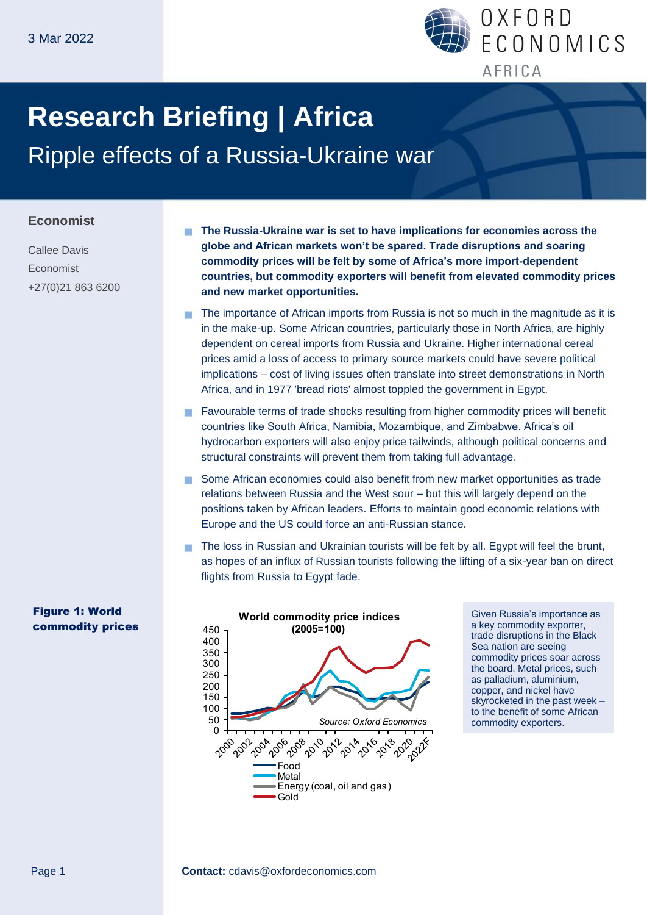3 Mar 2022

# Research Briefing | Africa

## Ripple effects of a Russia-Ukraine war

### Economist

Callee Davis
Economist
+27(0)21 863 6200

- **The Russia-Ukraine war is set to have implications for economies across the globe and African markets won't be spared. Trade disruptions and soaring commodity prices will be felt by some of Africa's more import-dependent countries, but commodity exporters will benefit from elevated commodity prices and new market opportunities.**
- The importance of African imports from Russia is not so much in the magnitude as it is in the make-up. Some African countries, particularly those in North Africa, are highly dependent on cereal imports from Russia and Ukraine. Higher international cereal prices amid a loss of access to primary source markets could have severe political implications – cost of living issues often translate into street demonstrations in North Africa, and in 1977 'bread riots' almost toppled the government in Egypt.
- Favourable terms of trade shocks resulting from higher commodity prices will benefit countries like South Africa, Namibia, Mozambique, and Zimbabwe. Africa's oil hydrocarbon exporters will also enjoy price tailwinds, although political concerns and structural constraints will prevent them from taking full advantage.
- Some African economies could also benefit from new market opportunities as trade relations between Russia and the West sour – but this will largely depend on the positions taken by African leaders. Efforts to maintain good economic relations with Europe and the US could force an anti-Russian stance.
- The loss in Russian and Ukrainian tourists will be felt by all. Egypt will feel the brunt, as hopes of an influx of Russian tourists following the lifting of a six-year ban on direct flights from Russia to Egypt fade.

**Figure 1: World commodity prices**

World commodity price indices (2005=100)

Source: Oxford Economics

Given Russia's importance as a key commodity exporter, trade disruptions in the Black Sea nation are seeing commodity prices soar across the board. Metal prices, such as palladium, aluminium, copper, and nickel have skyrocketed in the past week – to the benefit of some African commodity exporters.

**Contact:** cdavis@oxfordeconomics.com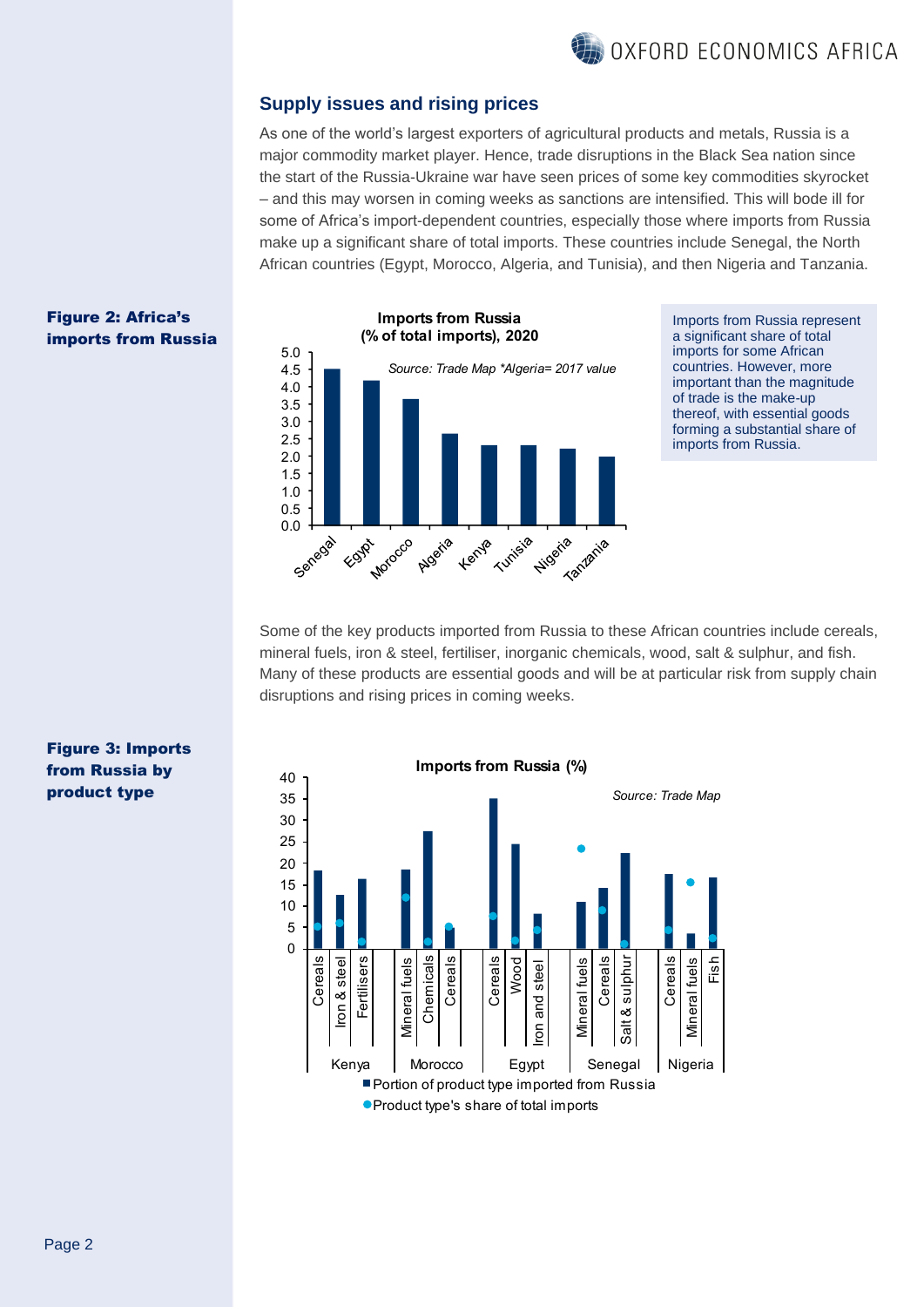## Supply issues and rising prices

As one of the world's largest exporters of agricultural products and metals, Russia is a major commodity market player. Hence, trade disruptions in the Black Sea nation since the start of the Russia-Ukraine war have seen prices of some key commodities skyrocket – and this may worsen in coming weeks as sanctions are intensified. This will bode ill for some of Africa's import-dependent countries, especially those where imports from Russia make up a significant share of total imports. These countries include Senegal, the North African countries (Egypt, Morocco, Algeria, and Tunisia), and then Nigeria and Tanzania.

**Figure 2: Africa's imports from Russia**

Imports from Russia (% of total imports), 2020

*Source: Trade Map \*Algeria= 2017 value*

Imports from Russia represent a significant share of total imports for some African countries. However, more important than the magnitude of trade is the make-up thereof, with essential goods forming a substantial share of imports from Russia.

Some of the key products imported from Russia to these African countries include cereals, mineral fuels, iron & steel, fertiliser, inorganic chemicals, wood, salt & sulphur, and fish. Many of these products are essential goods and will be at particular risk from supply chain disruptions and rising prices in coming weeks.

**Figure 3: Imports from Russia by product type**

Imports from Russia (%)

*Source: Trade Map*

- Portion of product type imported from Russia
- Product type's share of total imports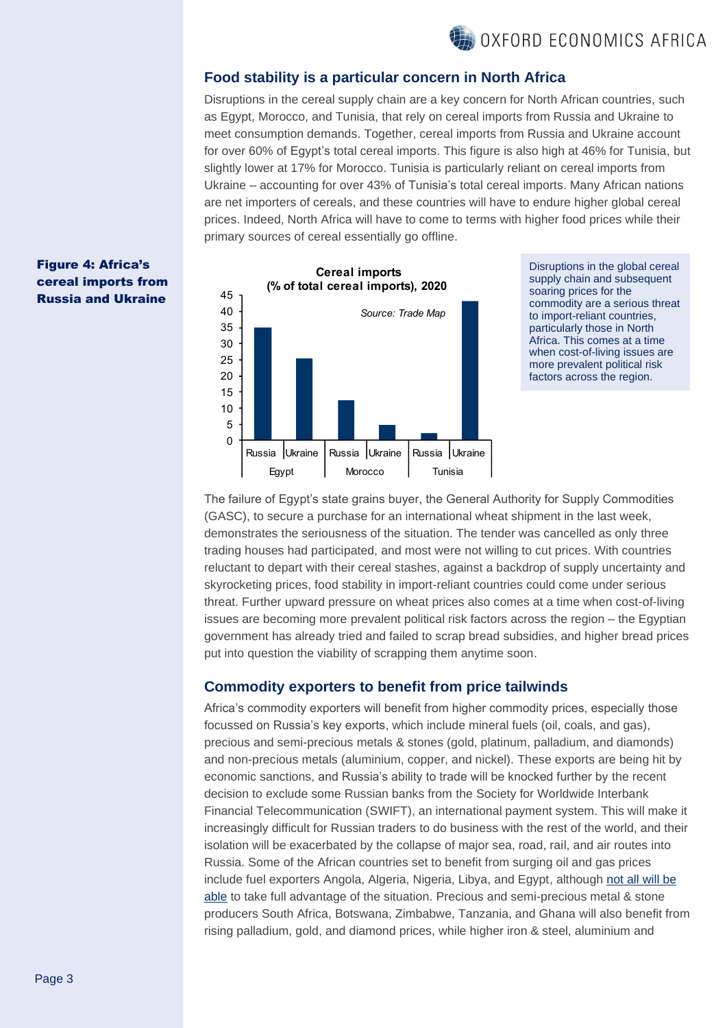## Food stability is a particular concern in North Africa

Disruptions in the cereal supply chain are a key concern for North African countries, such as Egypt, Morocco, and Tunisia, that rely on cereal imports from Russia and Ukraine to meet consumption demands. Together, cereal imports from Russia and Ukraine account for over 60% of Egypt's total cereal imports. This figure is also high at 46% for Tunisia, but slightly lower at 17% for Morocco. Tunisia is particularly reliant on cereal imports from Ukraine – accounting for over 43% of Tunisia's total cereal imports. Many African nations are net importers of cereals, and these countries will have to endure higher global cereal prices. Indeed, North Africa will have to come to terms with higher food prices while their primary sources of cereal essentially go offline.

**Figure 4: Africa's cereal imports from Russia and Ukraine**

**Cereal imports (% of total cereal imports), 2020**

*Source: Trade Map*

Disruptions in the global cereal supply chain and subsequent soaring prices for the commodity are a serious threat to import-reliant countries, particularly those in North Africa. This comes at a time when cost-of-living issues are more prevalent political risk factors across the region.

The failure of Egypt's state grains buyer, the General Authority for Supply Commodities (GASC), to secure a purchase for an international wheat shipment in the last week, demonstrates the seriousness of the situation. The tender was cancelled as only three trading houses had participated, and most were not willing to cut prices. With countries reluctant to depart with their cereal stashes, against a backdrop of supply uncertainty and skyrocketing prices, food stability in import-reliant countries could come under serious threat. Further upward pressure on wheat prices also comes at a time when cost-of-living issues are becoming more prevalent political risk factors across the region – the Egyptian government has already tried and failed to scrap bread subsidies, and higher bread prices put into question the viability of scrapping them anytime soon.

## Commodity exporters to benefit from price tailwinds

Africa's commodity exporters will benefit from higher commodity prices, especially those focussed on Russia's key exports, which include mineral fuels (oil, coals, and gas), precious and semi-precious metals & stones (gold, platinum, palladium, and diamonds) and non-precious metals (aluminium, copper, and nickel). These exports are being hit by economic sanctions, and Russia's ability to trade will be knocked further by the recent decision to exclude some Russian banks from the Society for Worldwide Interbank Financial Telecommunication (SWIFT), an international payment system. This will make it increasingly difficult for Russian traders to do business with the rest of the world, and their isolation will be exacerbated by the collapse of major sea, road, rail, and air routes into Russia. Some of the African countries set to benefit from surging oil and gas prices include fuel exporters Angola, Algeria, Nigeria, Libya, and Egypt, although not all will be able to take full advantage of the situation. Precious and semi-precious metal & stone producers South Africa, Botswana, Zimbabwe, Tanzania, and Ghana will also benefit from rising palladium, gold, and diamond prices, while higher iron & steel, aluminium and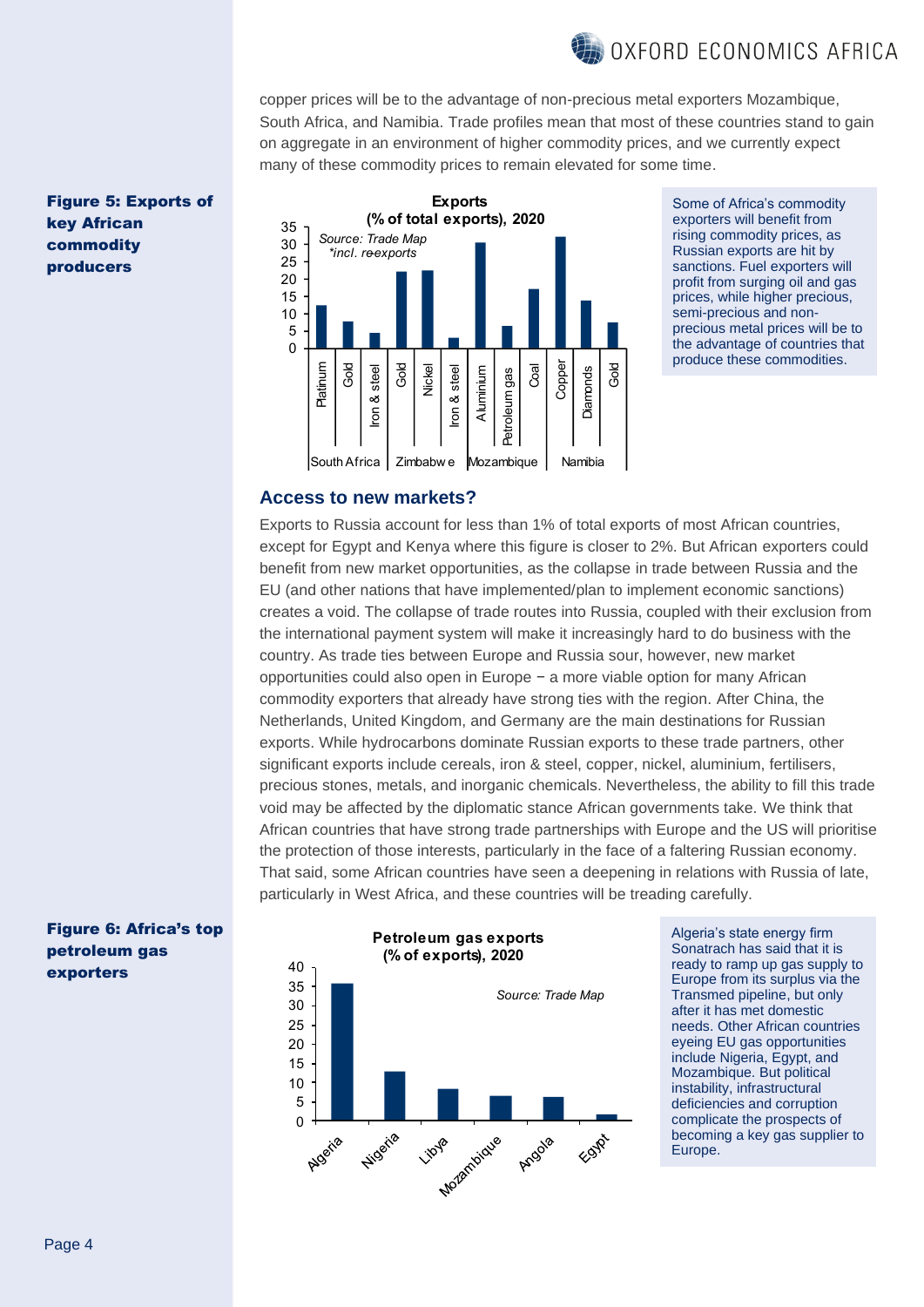copper prices will be to the advantage of non-precious metal exporters Mozambique, South Africa, and Namibia. Trade profiles mean that most of these countries stand to gain on aggregate in an environment of higher commodity prices, and we currently expect many of these commodity prices to remain elevated for some time.

**Figure 5: Exports of key African commodity producers**

**Exports (% of total exports), 2020**

*Source: Trade Map*
*\*incl. re-exports*

| Country | Commodity | % of total exports |
|---|---|---|
| South Africa | Platinum | 12.5 |
| South Africa | Gold | 7.7 |
| South Africa | Iron & steel | 4.5 |
| Zimbabwe | Gold | 22 |
| Zimbabwe | Nickel | 22.3 |
| Zimbabwe | Iron & steel | 3.1 |
| Mozambique | Aluminium | 30.5 |
| Mozambique | Petroleum gas | 6.3 |
| Mozambique | Coal | 17 |
| Namibia | Copper | 32 |
| Namibia | Diamonds | 13.7 |
| Namibia | Gold | 7.4 |

Some of Africa's commodity exporters will benefit from rising commodity prices, as Russian exports are hit by sanctions. Fuel exporters will profit from surging oil and gas prices, while higher precious, semi-precious and non-precious metal prices will be to the advantage of countries that produce these commodities.

## Access to new markets?

Exports to Russia account for less than 1% of total exports of most African countries, except for Egypt and Kenya where this figure is closer to 2%. But African exporters could benefit from new market opportunities, as the collapse in trade between Russia and the EU (and other nations that have implemented/plan to implement economic sanctions) creates a void. The collapse of trade routes into Russia, coupled with their exclusion from the international payment system will make it increasingly hard to do business with the country. As trade ties between Europe and Russia sour, however, new market opportunities could also open in Europe − a more viable option for many African commodity exporters that already have strong ties with the region. After China, the Netherlands, United Kingdom, and Germany are the main destinations for Russian exports. While hydrocarbons dominate Russian exports to these trade partners, other significant exports include cereals, iron & steel, copper, nickel, aluminium, fertilisers, precious stones, metals, and inorganic chemicals. Nevertheless, the ability to fill this trade void may be affected by the diplomatic stance African governments take. We think that African countries that have strong trade partnerships with Europe and the US will prioritise the protection of those interests, particularly in the face of a faltering Russian economy. That said, some African countries have seen a deepening in relations with Russia of late, particularly in West Africa, and these countries will be treading carefully.

**Figure 6: Africa's top petroleum gas exporters**

**Petroleum gas exports (% of exports), 2020**

*Source: Trade Map*

| Country | % of exports |
|---|---|
| Algeria | 35.7 |
| Nigeria | 12.9 |
| Libya | 8.2 |
| Mozambique | 6.3 |
| Angola | 6.1 |
| Egypt | 1.5 |

Algeria's state energy firm Sonatrach has said that it is ready to ramp up gas supply to Europe from its surplus via the Transmed pipeline, but only after it has met domestic needs. Other African countries eyeing EU gas opportunities include Nigeria, Egypt, and Mozambique. But political instability, infrastructural deficiencies and corruption complicate the prospects of becoming a key gas supplier to Europe.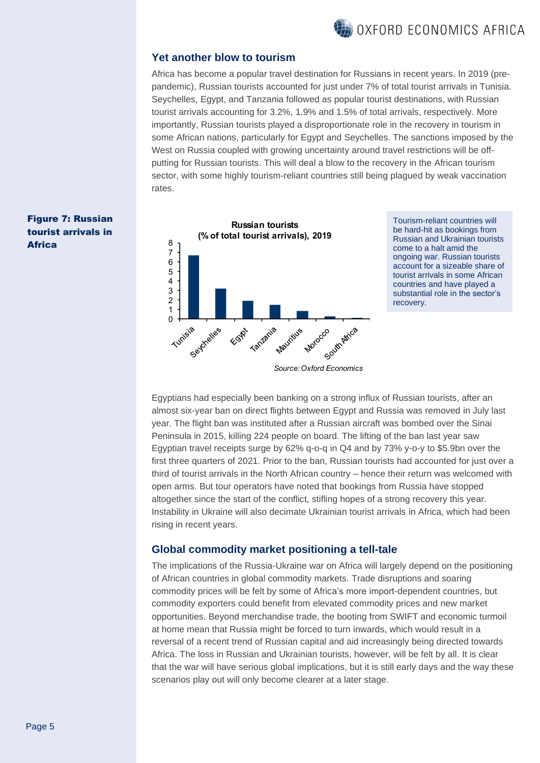## Yet another blow to tourism

Africa has become a popular travel destination for Russians in recent years. In 2019 (pre-pandemic), Russian tourists accounted for just under 7% of total tourist arrivals in Tunisia. Seychelles, Egypt, and Tanzania followed as popular tourist destinations, with Russian tourist arrivals accounting for 3.2%, 1.9% and 1.5% of total arrivals, respectively. More importantly, Russian tourists played a disproportionate role in the recovery in tourism in some African nations, particularly for Egypt and Seychelles. The sanctions imposed by the West on Russia coupled with growing uncertainty around travel restrictions will be off-putting for Russian tourists. This will deal a blow to the recovery in the African tourism sector, with some highly tourism-reliant countries still being plagued by weak vaccination rates.

**Figure 7: Russian tourist arrivals in Africa**

Russian tourists
(% of total tourist arrivals), 2019

8
7
6
5
4
3
2
1
0

Tunisia
Seychelles
Egypt
Tanzania
Mauritius
Morocco
South Africa

*Source: Oxford Economics*

Tourism-reliant countries will be hard-hit as bookings from Russian and Ukrainian tourists come to a halt amid the ongoing war. Russian tourists account for a sizeable share of tourist arrivals in some African countries and have played a substantial role in the sector's recovery.

Egyptians had especially been banking on a strong influx of Russian tourists, after an almost six-year ban on direct flights between Egypt and Russia was removed in July last year. The flight ban was instituted after a Russian aircraft was bombed over the Sinai Peninsula in 2015, killing 224 people on board. The lifting of the ban last year saw Egyptian travel receipts surge by 62% q-o-q in Q4 and by 73% y-o-y to $5.9bn over the first three quarters of 2021. Prior to the ban, Russian tourists had accounted for just over a third of tourist arrivals in the North African country – hence their return was welcomed with open arms. But tour operators have noted that bookings from Russia have stopped altogether since the start of the conflict, stifling hopes of a strong recovery this year. Instability in Ukraine will also decimate Ukrainian tourist arrivals in Africa, which had been rising in recent years.

## Global commodity market positioning a tell-tale

The implications of the Russia-Ukraine war on Africa will largely depend on the positioning of African countries in global commodity markets. Trade disruptions and soaring commodity prices will be felt by some of Africa's more import-dependent countries, but commodity exporters could benefit from elevated commodity prices and new market opportunities. Beyond merchandise trade, the booting from SWIFT and economic turmoil at home mean that Russia might be forced to turn inwards, which would result in a reversal of a recent trend of Russian capital and aid increasingly being directed towards Africa. The loss in Russian and Ukrainian tourists, however, will be felt by all. It is clear that the war will have serious global implications, but it is still early days and the way these scenarios play out will only become clearer at a later stage.